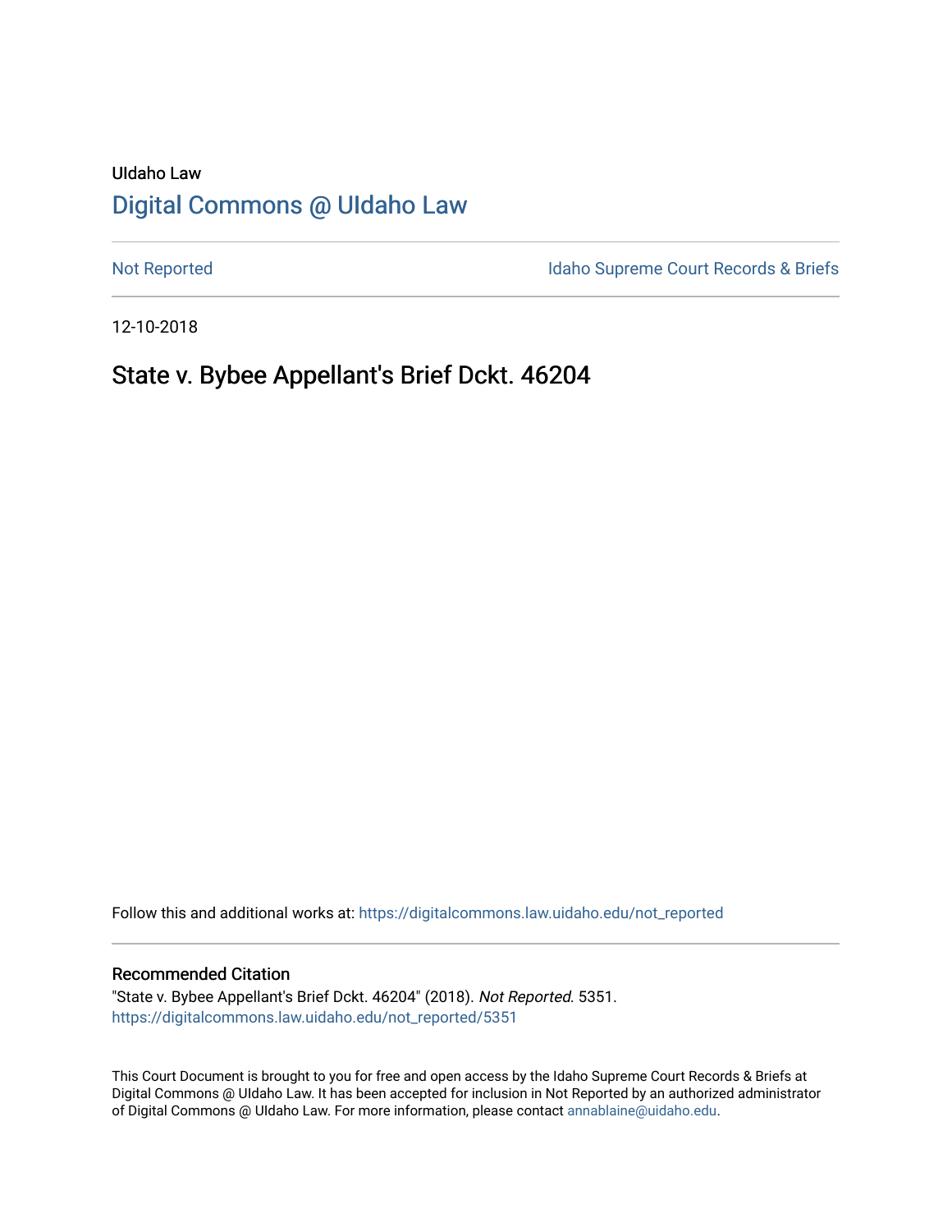UIdaho Law

# Digital Commons @ UIdaho Law

Not Reported

Idaho Supreme Court Records & Briefs

12-10-2018

## State v. Bybee Appellant's Brief Dckt. 46204

Follow this and additional works at: https://digitalcommons.law.uidaho.edu/not_reported

### Recommended Citation

"State v. Bybee Appellant's Brief Dckt. 46204" (2018). *Not Reported*. 5351.
https://digitalcommons.law.uidaho.edu/not_reported/5351

This Court Document is brought to you for free and open access by the Idaho Supreme Court Records & Briefs at Digital Commons @ UIdaho Law. It has been accepted for inclusion in Not Reported by an authorized administrator of Digital Commons @ UIdaho Law. For more information, please contact annablaine@uidaho.edu.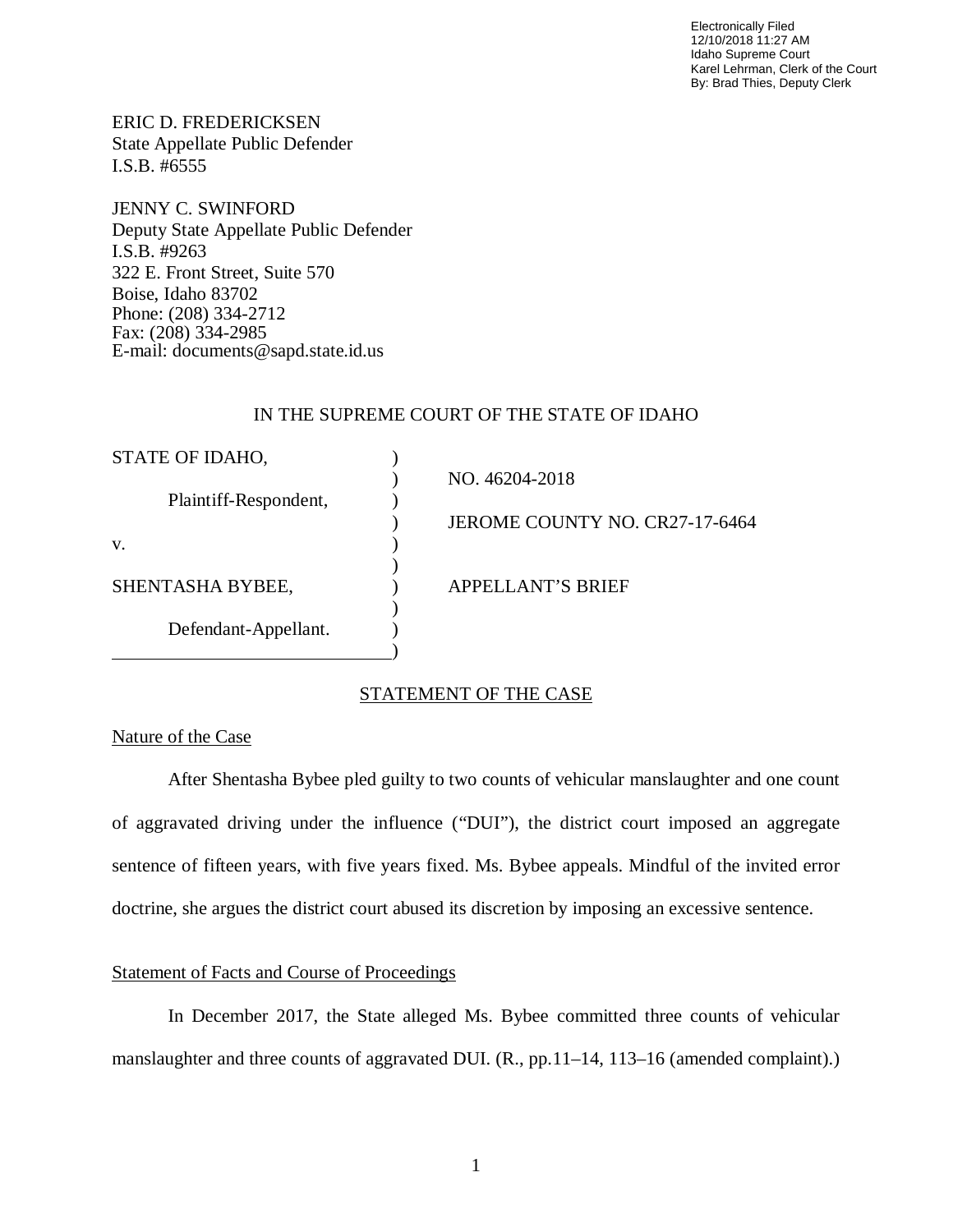Electronically Filed
12/10/2018 11:27 AM
Idaho Supreme Court
Karel Lehrman, Clerk of the Court
By: Brad Thies, Deputy Clerk

ERIC D. FREDERICKSEN
State Appellate Public Defender
I.S.B. #6555

JENNY C. SWINFORD
Deputy State Appellate Public Defender
I.S.B. #9263
322 E. Front Street, Suite 570
Boise, Idaho 83702
Phone: (208) 334-2712
Fax: (208) 334-2985
E-mail: documents@sapd.state.id.us

IN THE SUPREME COURT OF THE STATE OF IDAHO

| | | |
|---|---|---|
| STATE OF IDAHO, | ) | |
| | ) | NO. 46204-2018 |
| Plaintiff-Respondent, | ) | |
| | ) | JEROME COUNTY NO. CR27-17-6464 |
| v. | ) | |
| | ) | |
| SHENTASHA BYBEE, | ) | APPELLANT'S BRIEF |
| | ) | |
| Defendant-Appellant. | ) | |
| | ) | |

## STATEMENT OF THE CASE

### Nature of the Case

After Shentasha Bybee pled guilty to two counts of vehicular manslaughter and one count of aggravated driving under the influence ("DUI"), the district court imposed an aggregate sentence of fifteen years, with five years fixed. Ms. Bybee appeals. Mindful of the invited error doctrine, she argues the district court abused its discretion by imposing an excessive sentence.

### Statement of Facts and Course of Proceedings

In December 2017, the State alleged Ms. Bybee committed three counts of vehicular manslaughter and three counts of aggravated DUI. (R., pp.11–14, 113–16 (amended complaint).)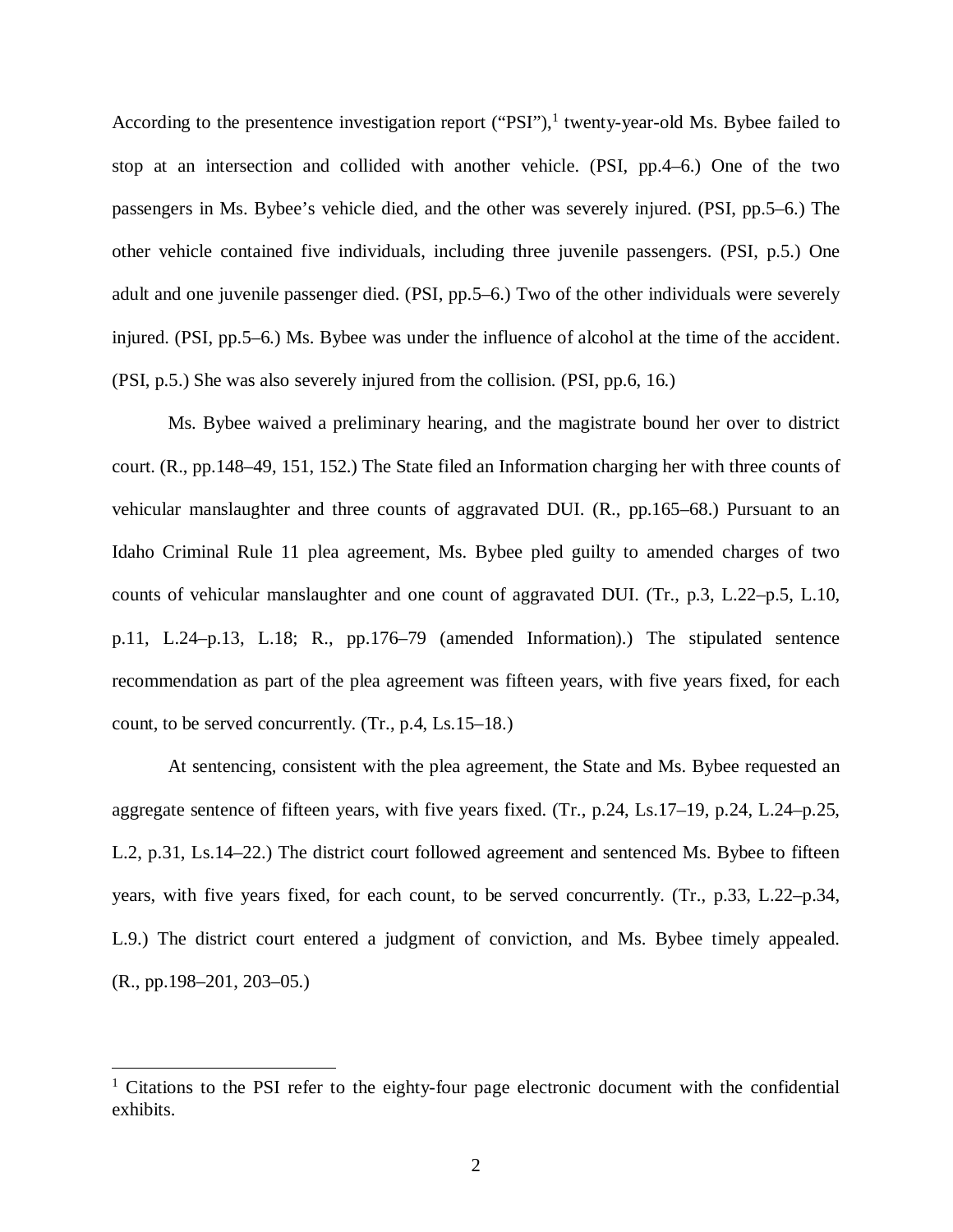According to the presentence investigation report ("PSI"),[1] twenty-year-old Ms. Bybee failed to stop at an intersection and collided with another vehicle. (PSI, pp.4–6.) One of the two passengers in Ms. Bybee's vehicle died, and the other was severely injured. (PSI, pp.5–6.) The other vehicle contained five individuals, including three juvenile passengers. (PSI, p.5.) One adult and one juvenile passenger died. (PSI, pp.5–6.) Two of the other individuals were severely injured. (PSI, pp.5–6.) Ms. Bybee was under the influence of alcohol at the time of the accident. (PSI, p.5.) She was also severely injured from the collision. (PSI, pp.6, 16.)

Ms. Bybee waived a preliminary hearing, and the magistrate bound her over to district court. (R., pp.148–49, 151, 152.) The State filed an Information charging her with three counts of vehicular manslaughter and three counts of aggravated DUI. (R., pp.165–68.) Pursuant to an Idaho Criminal Rule 11 plea agreement, Ms. Bybee pled guilty to amended charges of two counts of vehicular manslaughter and one count of aggravated DUI. (Tr., p.3, L.22–p.5, L.10, p.11, L.24–p.13, L.18; R., pp.176–79 (amended Information).) The stipulated sentence recommendation as part of the plea agreement was fifteen years, with five years fixed, for each count, to be served concurrently. (Tr., p.4, Ls.15–18.)

At sentencing, consistent with the plea agreement, the State and Ms. Bybee requested an aggregate sentence of fifteen years, with five years fixed. (Tr., p.24, Ls.17–19, p.24, L.24–p.25, L.2, p.31, Ls.14–22.) The district court followed agreement and sentenced Ms. Bybee to fifteen years, with five years fixed, for each count, to be served concurrently. (Tr., p.33, L.22–p.34, L.9.) The district court entered a judgment of conviction, and Ms. Bybee timely appealed. (R., pp.198–201, 203–05.)

[1] Citations to the PSI refer to the eighty-four page electronic document with the confidential exhibits.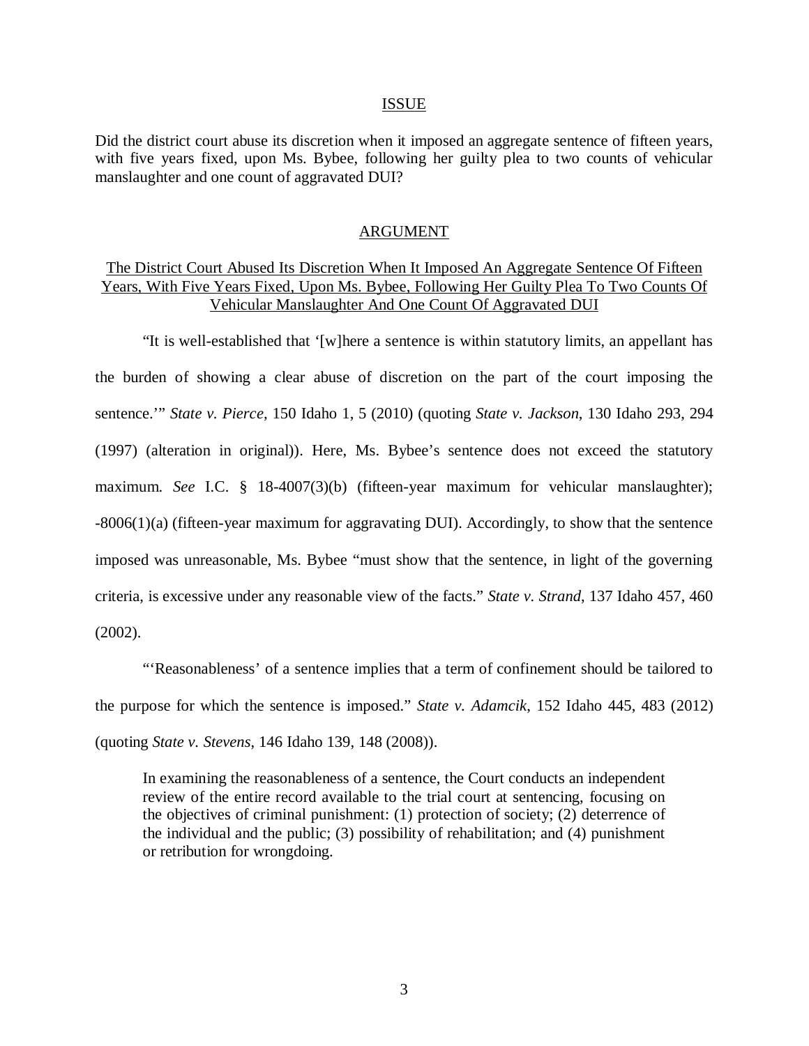## ISSUE

Did the district court abuse its discretion when it imposed an aggregate sentence of fifteen years, with five years fixed, upon Ms. Bybee, following her guilty plea to two counts of vehicular manslaughter and one count of aggravated DUI?

## ARGUMENT

### The District Court Abused Its Discretion When It Imposed An Aggregate Sentence Of Fifteen Years, With Five Years Fixed, Upon Ms. Bybee, Following Her Guilty Plea To Two Counts Of Vehicular Manslaughter And One Count Of Aggravated DUI

"It is well-established that '[w]here a sentence is within statutory limits, an appellant has the burden of showing a clear abuse of discretion on the part of the court imposing the sentence.'" *State v. Pierce*, 150 Idaho 1, 5 (2010) (quoting *State v. Jackson*, 130 Idaho 293, 294 (1997) (alteration in original)). Here, Ms. Bybee's sentence does not exceed the statutory maximum. *See* I.C. § 18-4007(3)(b) (fifteen-year maximum for vehicular manslaughter); -8006(1)(a) (fifteen-year maximum for aggravating DUI). Accordingly, to show that the sentence imposed was unreasonable, Ms. Bybee "must show that the sentence, in light of the governing criteria, is excessive under any reasonable view of the facts." *State v. Strand*, 137 Idaho 457, 460 (2002).

"'Reasonableness' of a sentence implies that a term of confinement should be tailored to the purpose for which the sentence is imposed." *State v. Adamcik*, 152 Idaho 445, 483 (2012) (quoting *State v. Stevens*, 146 Idaho 139, 148 (2008)).

> In examining the reasonableness of a sentence, the Court conducts an independent review of the entire record available to the trial court at sentencing, focusing on the objectives of criminal punishment: (1) protection of society; (2) deterrence of the individual and the public; (3) possibility of rehabilitation; and (4) punishment or retribution for wrongdoing.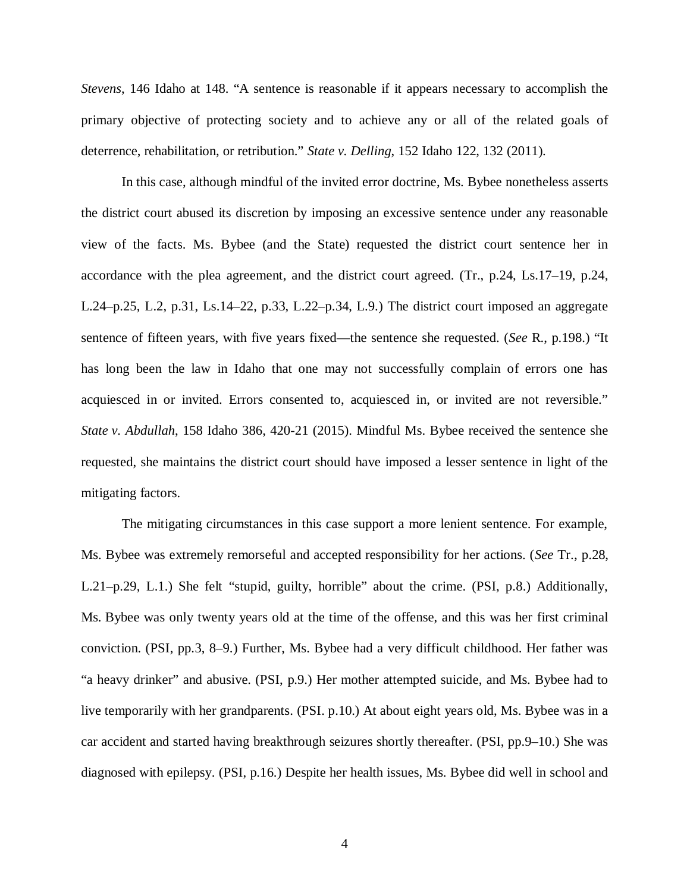*Stevens*, 146 Idaho at 148. "A sentence is reasonable if it appears necessary to accomplish the primary objective of protecting society and to achieve any or all of the related goals of deterrence, rehabilitation, or retribution." *State v. Delling*, 152 Idaho 122, 132 (2011).

In this case, although mindful of the invited error doctrine, Ms. Bybee nonetheless asserts the district court abused its discretion by imposing an excessive sentence under any reasonable view of the facts. Ms. Bybee (and the State) requested the district court sentence her in accordance with the plea agreement, and the district court agreed. (Tr., p.24, Ls.17–19, p.24, L.24–p.25, L.2, p.31, Ls.14–22, p.33, L.22–p.34, L.9.) The district court imposed an aggregate sentence of fifteen years, with five years fixed—the sentence she requested. (*See* R., p.198.) "It has long been the law in Idaho that one may not successfully complain of errors one has acquiesced in or invited. Errors consented to, acquiesced in, or invited are not reversible." *State v. Abdullah*, 158 Idaho 386, 420-21 (2015). Mindful Ms. Bybee received the sentence she requested, she maintains the district court should have imposed a lesser sentence in light of the mitigating factors.

The mitigating circumstances in this case support a more lenient sentence. For example, Ms. Bybee was extremely remorseful and accepted responsibility for her actions. (*See* Tr., p.28, L.21–p.29, L.1.) She felt "stupid, guilty, horrible" about the crime. (PSI, p.8.) Additionally, Ms. Bybee was only twenty years old at the time of the offense, and this was her first criminal conviction. (PSI, pp.3, 8–9.) Further, Ms. Bybee had a very difficult childhood. Her father was "a heavy drinker" and abusive. (PSI, p.9.) Her mother attempted suicide, and Ms. Bybee had to live temporarily with her grandparents. (PSI. p.10.) At about eight years old, Ms. Bybee was in a car accident and started having breakthrough seizures shortly thereafter. (PSI, pp.9–10.) She was diagnosed with epilepsy. (PSI, p.16.) Despite her health issues, Ms. Bybee did well in school and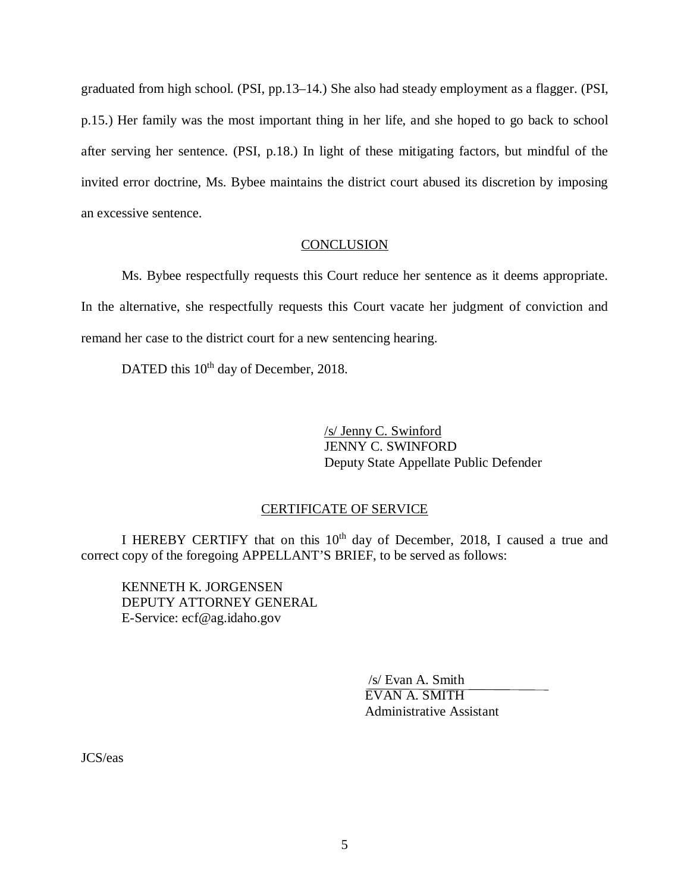graduated from high school. (PSI, pp.13–14.) She also had steady employment as a flagger. (PSI, p.15.) Her family was the most important thing in her life, and she hoped to go back to school after serving her sentence. (PSI, p.18.) In light of these mitigating factors, but mindful of the invited error doctrine, Ms. Bybee maintains the district court abused its discretion by imposing an excessive sentence.

## CONCLUSION

Ms. Bybee respectfully requests this Court reduce her sentence as it deems appropriate. In the alternative, she respectfully requests this Court vacate her judgment of conviction and remand her case to the district court for a new sentencing hearing.

DATED this 10th day of December, 2018.

/s/ Jenny C. Swinford
JENNY C. SWINFORD
Deputy State Appellate Public Defender

## CERTIFICATE OF SERVICE

I HEREBY CERTIFY that on this 10th day of December, 2018, I caused a true and correct copy of the foregoing APPELLANT'S BRIEF, to be served as follows:

KENNETH K. JORGENSEN
DEPUTY ATTORNEY GENERAL
E-Service: ecf@ag.idaho.gov

/s/ Evan A. Smith
EVAN A. SMITH
Administrative Assistant

JCS/eas